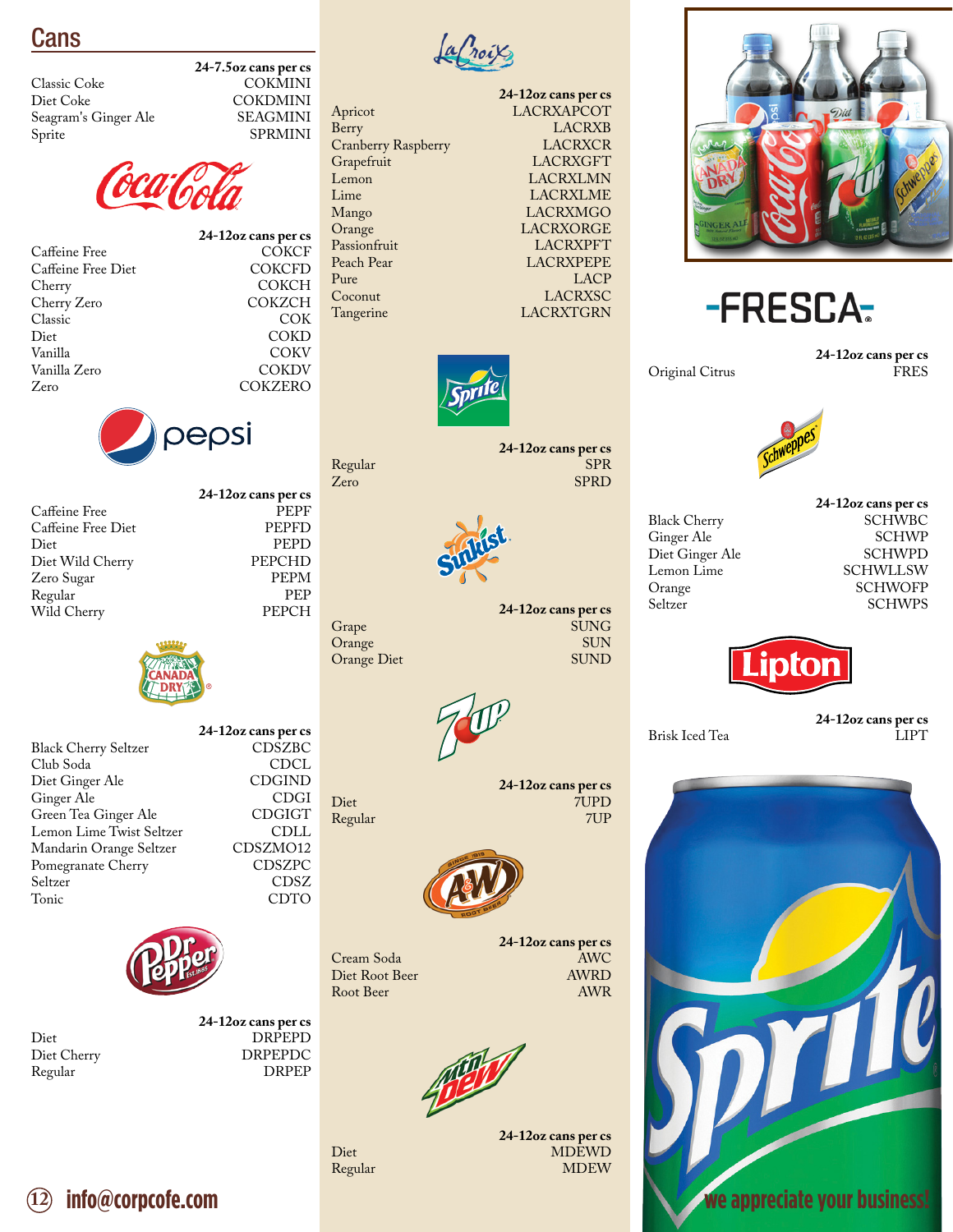## Cans

| | 24-7.5oz cans per cs |
|---|---|
| Classic Coke | COKMINI |
| Diet Coke | COKDMINI |
| Seagram's Ginger Ale | SEAGMINI |
| Sprite | SPRMINI |

### Coca-Cola

| | 24-12oz cans per cs |
|---|---|
| Caffeine Free | COKCF |
| Caffeine Free Diet | COKCFD |
| Cherry | COKCH |
| Cherry Zero | COKZCH |
| Classic | COK |
| Diet | COKD |
| Vanilla | COKV |
| Vanilla Zero | COKDV |
| Zero | COKZERO |

### Pepsi

| | 24-12oz cans per cs |
|---|---|
| Caffeine Free | PEPF |
| Caffeine Free Diet | PEPFD |
| Diet | PEPD |
| Diet Wild Cherry | PEPCHD |
| Zero Sugar | PEPM |
| Regular | PEP |
| Wild Cherry | PEPCH |

### Canada Dry

| | 24-12oz cans per cs |
|---|---|
| Black Cherry Seltzer | CDSZBC |
| Club Soda | CDCL |
| Diet Ginger Ale | CDGIND |
| Ginger Ale | CDGI |
| Green Tea Ginger Ale | CDGIGT |
| Lemon Lime Twist Seltzer | CDLL |
| Mandarin Orange Seltzer | CDSZMO12 |
| Pomegranate Cherry | CDSZPC |
| Seltzer | CDSZ |
| Tonic | CDTO |

### Dr Pepper

| | 24-12oz cans per cs |
|---|---|
| Diet | DRPEPD |
| Diet Cherry | DRPEPDC |
| Regular | DRPEP |

### LaCroix

| | 24-12oz cans per cs |
|---|---|
| Apricot | LACRXAPCOT |
| Berry | LACRXB |
| Cranberry Raspberry | LACRXCR |
| Grapefruit | LACRXGFT |
| Lemon | LACRXLMN |
| Lime | LACRXLME |
| Mango | LACRXMGO |
| Orange | LACRXORGE |
| Passionfruit | LACRXPFT |
| Peach Pear | LACRXPEPE |
| Pure | LACP |
| Coconut | LACRXSC |
| Tangerine | LACRXTGRN |

### Sprite

| | 24-12oz cans per cs |
|---|---|
| Regular | SPR |
| Zero | SPRD |

### Sunkist

| | 24-12oz cans per cs |
|---|---|
| Grape | SUNG |
| Orange | SUN |
| Orange Diet | SUND |

### 7UP

| | 24-12oz cans per cs |
|---|---|
| Diet | 7UPD |
| Regular | 7UP |

### A&W

| | 24-12oz cans per cs |
|---|---|
| Cream Soda | AWC |
| Diet Root Beer | AWRD |
| Root Beer | AWR |

### Mtn Dew

| | 24-12oz cans per cs |
|---|---|
| Diet | MDEWD |
| Regular | MDEW |

### Fresca

| | 24-12oz cans per cs |
|---|---|
| Original Citrus | FRES |

### Schweppes

| | 24-12oz cans per cs |
|---|---|
| Black Cherry | SCHWBC |
| Ginger Ale | SCHWP |
| Diet Ginger Ale | SCHWPD |
| Lemon Lime | SCHWLLSW |
| Orange | SCHWOFP |
| Seltzer | SCHWPS |

### Lipton

| | 24-12oz cans per cs |
|---|---|
| Brisk Iced Tea | LIPT |

info@corpcofe.com

we appreciate your business!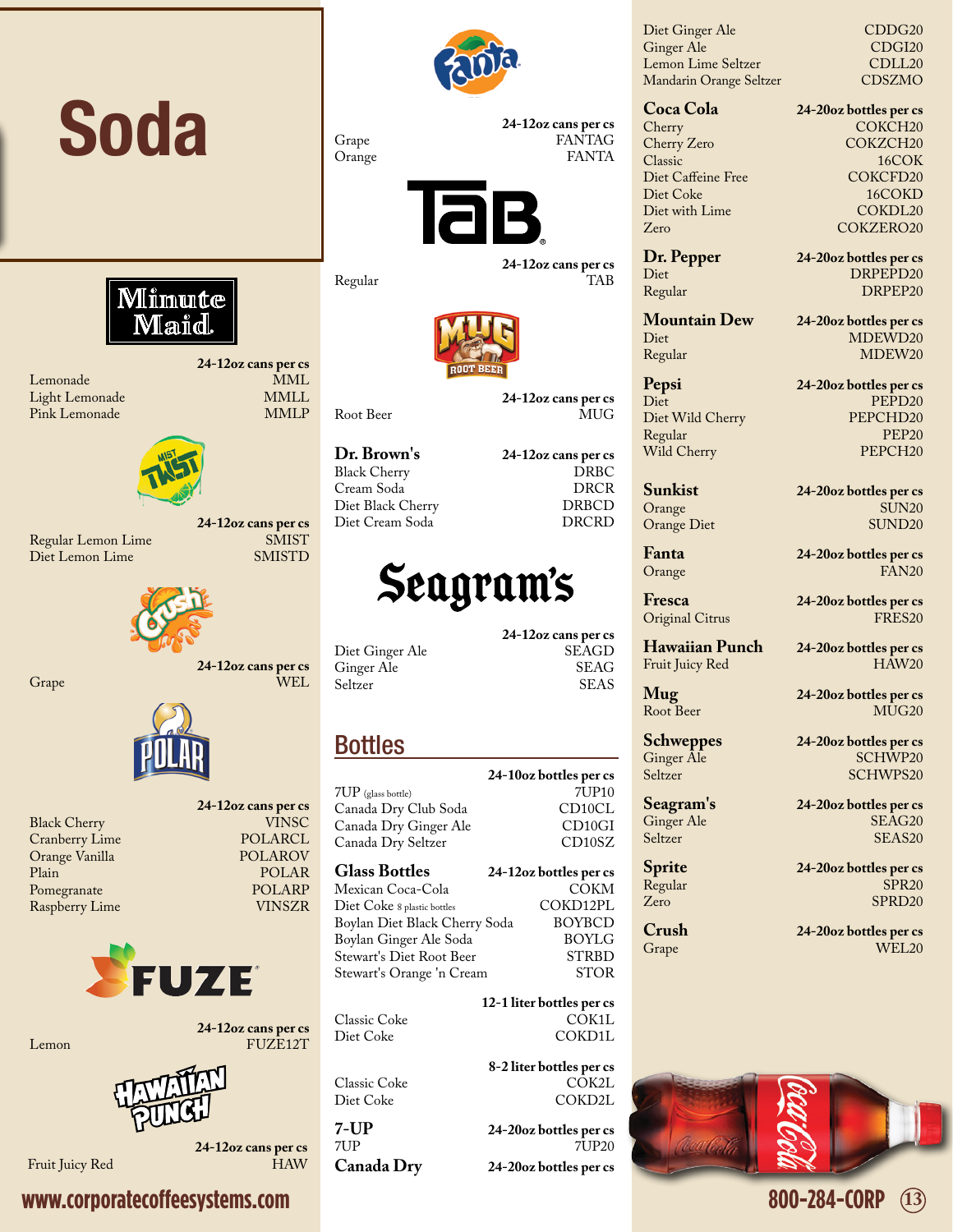# Soda

**Minute Maid**

| | 24-12oz cans per cs |
|---|---|
| Lemonade | MML |
| Light Lemonade | MMLL |
| Pink Lemonade | MMLP |

**Mist Twst**

| | 24-12oz cans per cs |
|---|---|
| Regular Lemon Lime | SMIST |
| Diet Lemon Lime | SMISTD |

**Crush**

| | 24-12oz cans per cs |
|---|---|
| Grape | WEL |

**Polar**

| | 24-12oz cans per cs |
|---|---|
| Black Cherry | VINSC |
| Cranberry Lime | POLARCL |
| Orange Vanilla | POLAROV |
| Plain | POLAR |
| Pomegranate | POLARP |
| Raspberry Lime | VINSZR |

**Fuze**

| | 24-12oz cans per cs |
|---|---|
| Lemon | FUZE12T |

**Hawaiian Punch**

| | 24-12oz cans per cs |
|---|---|
| Fruit Juicy Red | HAW |

**Fanta**

| | 24-12oz cans per cs |
|---|---|
| Grape | FANTAG |
| Orange | FANTA |

**TaB**

| | 24-12oz cans per cs |
|---|---|
| Regular | TAB |

**Mug Root Beer**

| | 24-12oz cans per cs |
|---|---|
| Root Beer | MUG |

| **Dr. Brown's** | **24-12oz cans per cs** |
|---|---|
| Black Cherry | DRBC |
| Cream Soda | DRCR |
| Diet Black Cherry | DRBCD |
| Diet Cream Soda | DRCRD |

**Seagram's**

| | 24-12oz cans per cs |
|---|---|
| Diet Ginger Ale | SEAGD |
| Ginger Ale | SEAG |
| Seltzer | SEAS |

## Bottles

| | 24-10oz bottles per cs |
|---|---|
| 7UP (glass bottle) | 7UP10 |
| Canada Dry Club Soda | CD10CL |
| Canada Dry Ginger Ale | CD10GI |
| Canada Dry Seltzer | CD10SZ |

| **Glass Bottles** | **24-12oz bottles per cs** |
|---|---|
| Mexican Coca-Cola | COKM |
| Diet Coke 8 plastic bottles | COKD12PL |
| Boylan Diet Black Cherry Soda | BOYBCD |
| Boylan Ginger Ale Soda | BOYLG |
| Stewart's Diet Root Beer | STRBD |
| Stewart's Orange 'n Cream | STOR |

| | 12-1 liter bottles per cs |
|---|---|
| Classic Coke | COK1L |
| Diet Coke | COKD1L |

| | 8-2 liter bottles per cs |
|---|---|
| Classic Coke | COK2L |
| Diet Coke | COKD2L |

| **7-UP** | **24-20oz bottles per cs** |
|---|---|
| 7UP | 7UP20 |

| **Canada Dry** | **24-20oz bottles per cs** |
|---|---|
| Diet Ginger Ale | CDDG20 |
| Ginger Ale | CDGI20 |
| Lemon Lime Seltzer | CDLL20 |
| Mandarin Orange Seltzer | CDSZMO |

| **Coca Cola** | **24-20oz bottles per cs** |
|---|---|
| Cherry | COKCH20 |
| Cherry Zero | COKZCH20 |
| Classic | 16COK |
| Diet Caffeine Free | COKCFD20 |
| Diet Coke | 16COKD |
| Diet with Lime | COKDL20 |
| Zero | COKZERO20 |

| **Dr. Pepper** | **24-20oz bottles per cs** |
|---|---|
| Diet | DRPEPD20 |
| Regular | DRPEP20 |

| **Mountain Dew** | **24-20oz bottles per cs** |
|---|---|
| Diet | MDEWD20 |
| Regular | MDEW20 |

| **Pepsi** | **24-20oz bottles per cs** |
|---|---|
| Diet | PEPD20 |
| Diet Wild Cherry | PEPCHD20 |
| Regular | PEP20 |
| Wild Cherry | PEPCH20 |

| **Sunkist** | **24-20oz bottles per cs** |
|---|---|
| Orange | SUN20 |
| Orange Diet | SUND20 |

| **Fanta** | **24-20oz bottles per cs** |
|---|---|
| Orange | FAN20 |

| **Fresca** | **24-20oz bottles per cs** |
|---|---|
| Original Citrus | FRES20 |

| **Hawaiian Punch** | **24-20oz bottles per cs** |
|---|---|
| Fruit Juicy Red | HAW20 |

| **Mug** | **24-20oz bottles per cs** |
|---|---|
| Root Beer | MUG20 |

| **Schweppes** | **24-20oz bottles per cs** |
|---|---|
| Ginger Ale | SCHWP20 |
| Seltzer | SCHWPS20 |

| **Seagram's** | **24-20oz bottles per cs** |
|---|---|
| Ginger Ale | SEAG20 |
| Seltzer | SEAS20 |

| **Sprite** | **24-20oz bottles per cs** |
|---|---|
| Regular | SPR20 |
| Zero | SPRD20 |

| **Crush** | **24-20oz bottles per cs** |
|---|---|
| Grape | WEL20 |

www.corporatecoffeesystems.com

800-284-CORP